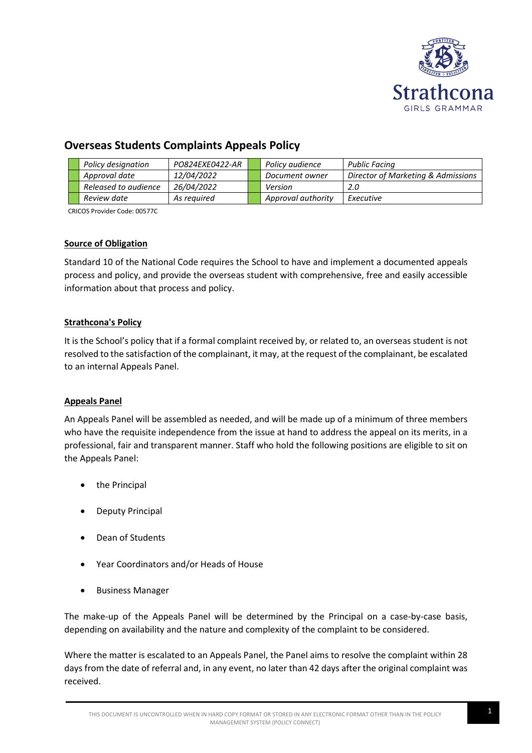# Overseas Students Complaints Appeals Policy

| Policy designation | PO824EXE0422-AR | Policy audience | Public Facing |
|---|---|---|---|
| Approval date | 12/04/2022 | Document owner | Director of Marketing & Admissions |
| Released to audience | 26/04/2022 | Version | 2.0 |
| Review date | As required | Approval authority | Executive |

CRICOS Provider Code: 00577C

## Source of Obligation

Standard 10 of the National Code requires the School to have and implement a documented appeals process and policy, and provide the overseas student with comprehensive, free and easily accessible information about that process and policy.

## Strathcona's Policy

It is the School's policy that if a formal complaint received by, or related to, an overseas student is not resolved to the satisfaction of the complainant, it may, at the request of the complainant, be escalated to an internal Appeals Panel.

## Appeals Panel

An Appeals Panel will be assembled as needed, and will be made up of a minimum of three members who have the requisite independence from the issue at hand to address the appeal on its merits, in a professional, fair and transparent manner. Staff who hold the following positions are eligible to sit on the Appeals Panel:

- the Principal
- Deputy Principal
- Dean of Students
- Year Coordinators and/or Heads of House
- Business Manager

The make-up of the Appeals Panel will be determined by the Principal on a case-by-case basis, depending on availability and the nature and complexity of the complaint to be considered.

Where the matter is escalated to an Appeals Panel, the Panel aims to resolve the complaint within 28 days from the date of referral and, in any event, no later than 42 days after the original complaint was received.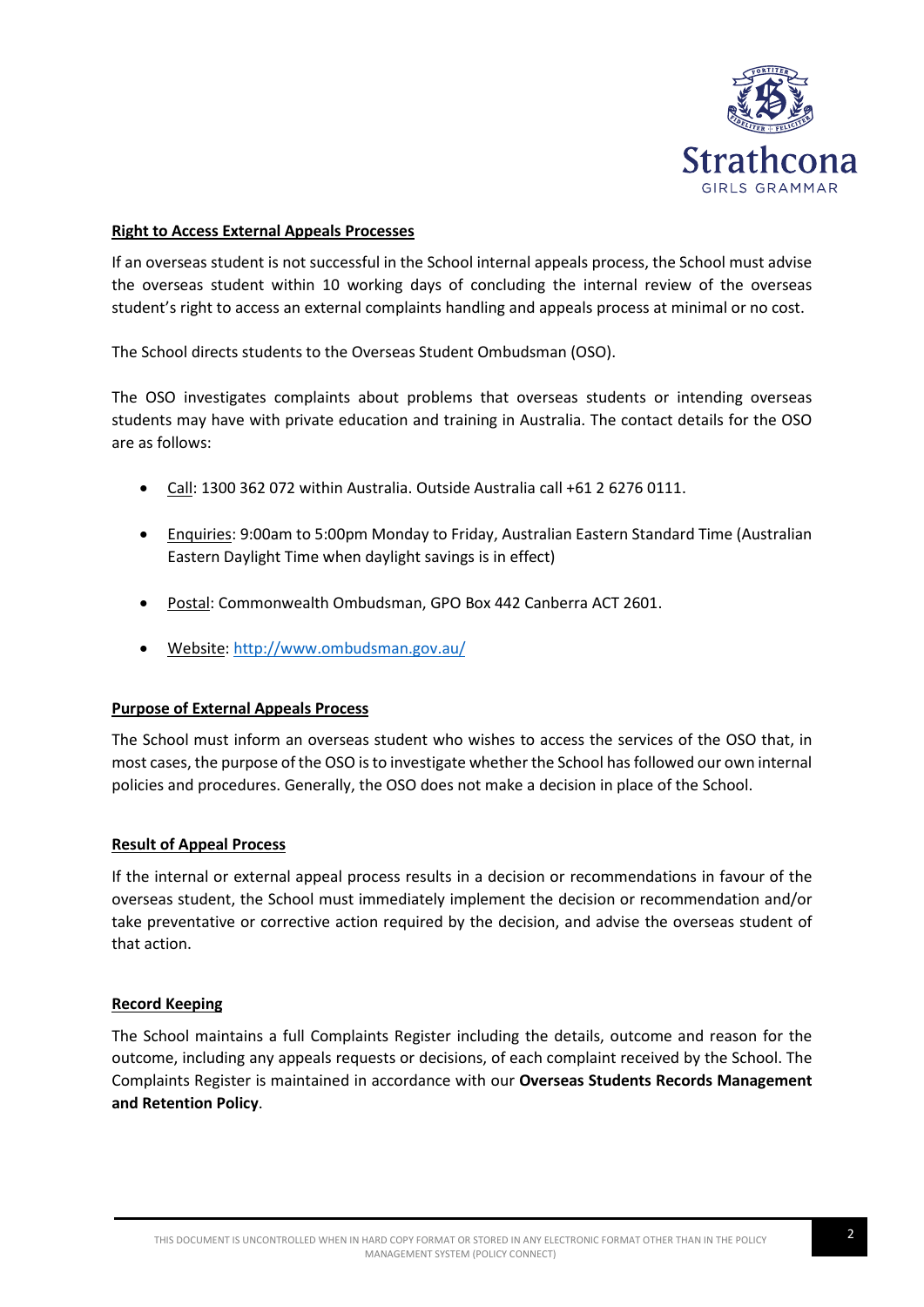**Right to Access External Appeals Processes**

If an overseas student is not successful in the School internal appeals process, the School must advise the overseas student within 10 working days of concluding the internal review of the overseas student's right to access an external complaints handling and appeals process at minimal or no cost.

The School directs students to the Overseas Student Ombudsman (OSO).

The OSO investigates complaints about problems that overseas students or intending overseas students may have with private education and training in Australia. The contact details for the OSO are as follows:

- Call: 1300 362 072 within Australia. Outside Australia call +61 2 6276 0111.
- Enquiries: 9:00am to 5:00pm Monday to Friday, Australian Eastern Standard Time (Australian Eastern Daylight Time when daylight savings is in effect)
- Postal: Commonwealth Ombudsman, GPO Box 442 Canberra ACT 2601.
- Website: [http://www.ombudsman.gov.au/](http://www.ombudsman.gov.au/)

**Purpose of External Appeals Process**

The School must inform an overseas student who wishes to access the services of the OSO that, in most cases, the purpose of the OSO is to investigate whether the School has followed our own internal policies and procedures. Generally, the OSO does not make a decision in place of the School.

**Result of Appeal Process**

If the internal or external appeal process results in a decision or recommendations in favour of the overseas student, the School must immediately implement the decision or recommendation and/or take preventative or corrective action required by the decision, and advise the overseas student of that action.

**Record Keeping**

The School maintains a full Complaints Register including the details, outcome and reason for the outcome, including any appeals requests or decisions, of each complaint received by the School. The Complaints Register is maintained in accordance with our **Overseas Students Records Management and Retention Policy**.